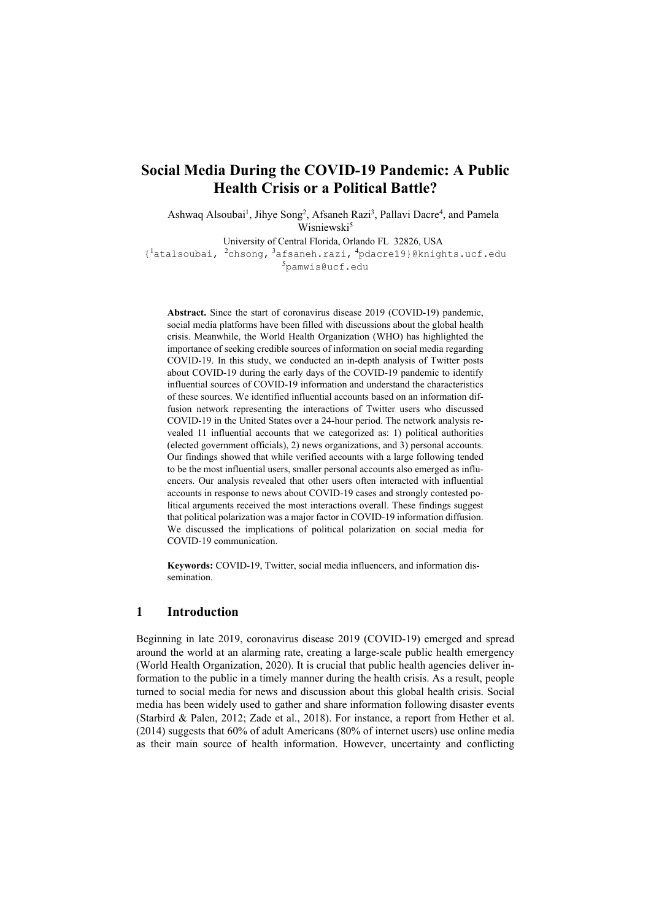# Social Media During the COVID-19 Pandemic: A Public Health Crisis or a Political Battle?

Ashwaq Alsoubai[1], Jihye Song[2], Afsaneh Razi[3], Pallavi Dacre[4], and Pamela Wisniewski[5]

University of Central Florida, Orlando FL 32826, USA

{[1]atalsoubai, [2]chsong, [3]afsaneh.razi, [4]pdacre19}@knights.ucf.edu

[5]pamwis@ucf.edu

**Abstract.** Since the start of coronavirus disease 2019 (COVID-19) pandemic, social media platforms have been filled with discussions about the global health crisis. Meanwhile, the World Health Organization (WHO) has highlighted the importance of seeking credible sources of information on social media regarding COVID-19. In this study, we conducted an in-depth analysis of Twitter posts about COVID-19 during the early days of the COVID-19 pandemic to identify influential sources of COVID-19 information and understand the characteristics of these sources. We identified influential accounts based on an information diffusion network representing the interactions of Twitter users who discussed COVID-19 in the United States over a 24-hour period. The network analysis revealed 11 influential accounts that we categorized as: 1) political authorities (elected government officials), 2) news organizations, and 3) personal accounts. Our findings showed that while verified accounts with a large following tended to be the most influential users, smaller personal accounts also emerged as influencers. Our analysis revealed that other users often interacted with influential accounts in response to news about COVID-19 cases and strongly contested political arguments received the most interactions overall. These findings suggest that political polarization was a major factor in COVID-19 information diffusion. We discussed the implications of political polarization on social media for COVID-19 communication.

**Keywords:** COVID-19, Twitter, social media influencers, and information dissemination.

## 1 Introduction

Beginning in late 2019, coronavirus disease 2019 (COVID-19) emerged and spread around the world at an alarming rate, creating a large-scale public health emergency (World Health Organization, 2020). It is crucial that public health agencies deliver information to the public in a timely manner during the health crisis. As a result, people turned to social media for news and discussion about this global health crisis. Social media has been widely used to gather and share information following disaster events (Starbird & Palen, 2012; Zade et al., 2018). For instance, a report from Hether et al. (2014) suggests that 60% of adult Americans (80% of internet users) use online media as their main source of health information. However, uncertainty and conflicting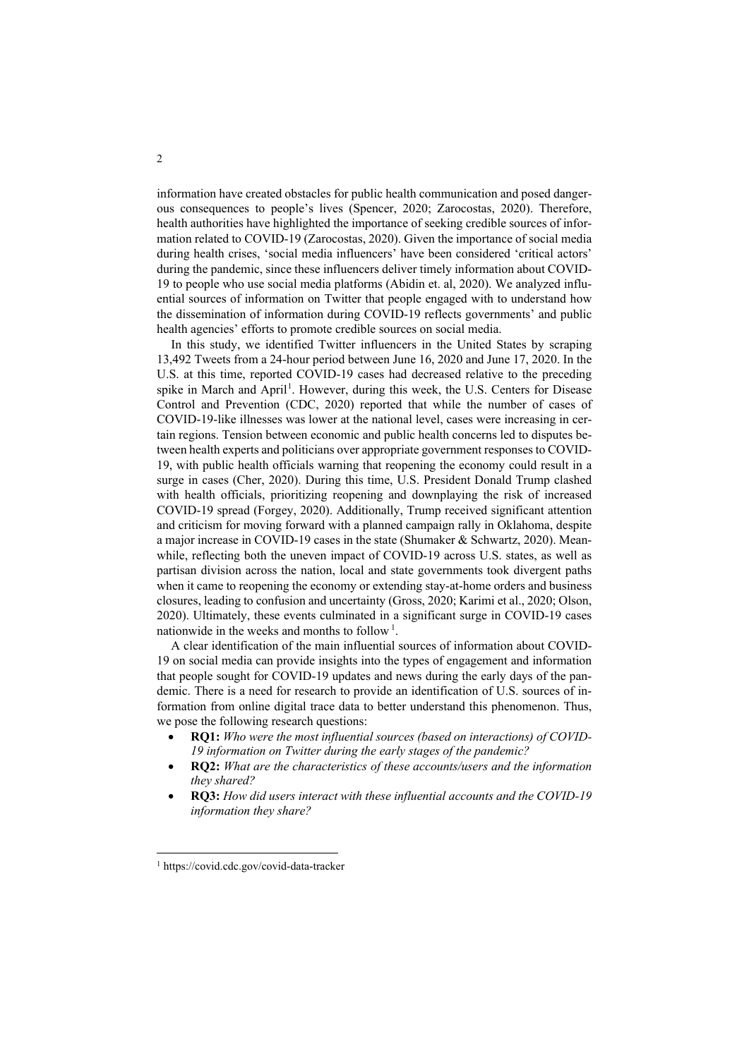information have created obstacles for public health communication and posed dangerous consequences to people's lives (Spencer, 2020; Zarocostas, 2020). Therefore, health authorities have highlighted the importance of seeking credible sources of information related to COVID-19 (Zarocostas, 2020). Given the importance of social media during health crises, 'social media influencers' have been considered 'critical actors' during the pandemic, since these influencers deliver timely information about COVID-19 to people who use social media platforms (Abidin et. al, 2020). We analyzed influential sources of information on Twitter that people engaged with to understand how the dissemination of information during COVID-19 reflects governments' and public health agencies' efforts to promote credible sources on social media.

In this study, we identified Twitter influencers in the United States by scraping 13,492 Tweets from a 24-hour period between June 16, 2020 and June 17, 2020. In the U.S. at this time, reported COVID-19 cases had decreased relative to the preceding spike in March and April[1]. However, during this week, the U.S. Centers for Disease Control and Prevention (CDC, 2020) reported that while the number of cases of COVID-19-like illnesses was lower at the national level, cases were increasing in certain regions. Tension between economic and public health concerns led to disputes between health experts and politicians over appropriate government responses to COVID-19, with public health officials warning that reopening the economy could result in a surge in cases (Cher, 2020). During this time, U.S. President Donald Trump clashed with health officials, prioritizing reopening and downplaying the risk of increased COVID-19 spread (Forgey, 2020). Additionally, Trump received significant attention and criticism for moving forward with a planned campaign rally in Oklahoma, despite a major increase in COVID-19 cases in the state (Shumaker & Schwartz, 2020). Meanwhile, reflecting both the uneven impact of COVID-19 across U.S. states, as well as partisan division across the nation, local and state governments took divergent paths when it came to reopening the economy or extending stay-at-home orders and business closures, leading to confusion and uncertainty (Gross, 2020; Karimi et al., 2020; Olson, 2020). Ultimately, these events culminated in a significant surge in COVID-19 cases nationwide in the weeks and months to follow[1].

A clear identification of the main influential sources of information about COVID-19 on social media can provide insights into the types of engagement and information that people sought for COVID-19 updates and news during the early days of the pandemic. There is a need for research to provide an identification of U.S. sources of information from online digital trace data to better understand this phenomenon. Thus, we pose the following research questions:

- **RQ1:** *Who were the most influential sources (based on interactions) of COVID-19 information on Twitter during the early stages of the pandemic?*
- **RQ2:** *What are the characteristics of these accounts/users and the information they shared?*
- **RQ3:** *How did users interact with these influential accounts and the COVID-19 information they share?*

[1] https://covid.cdc.gov/covid-data-tracker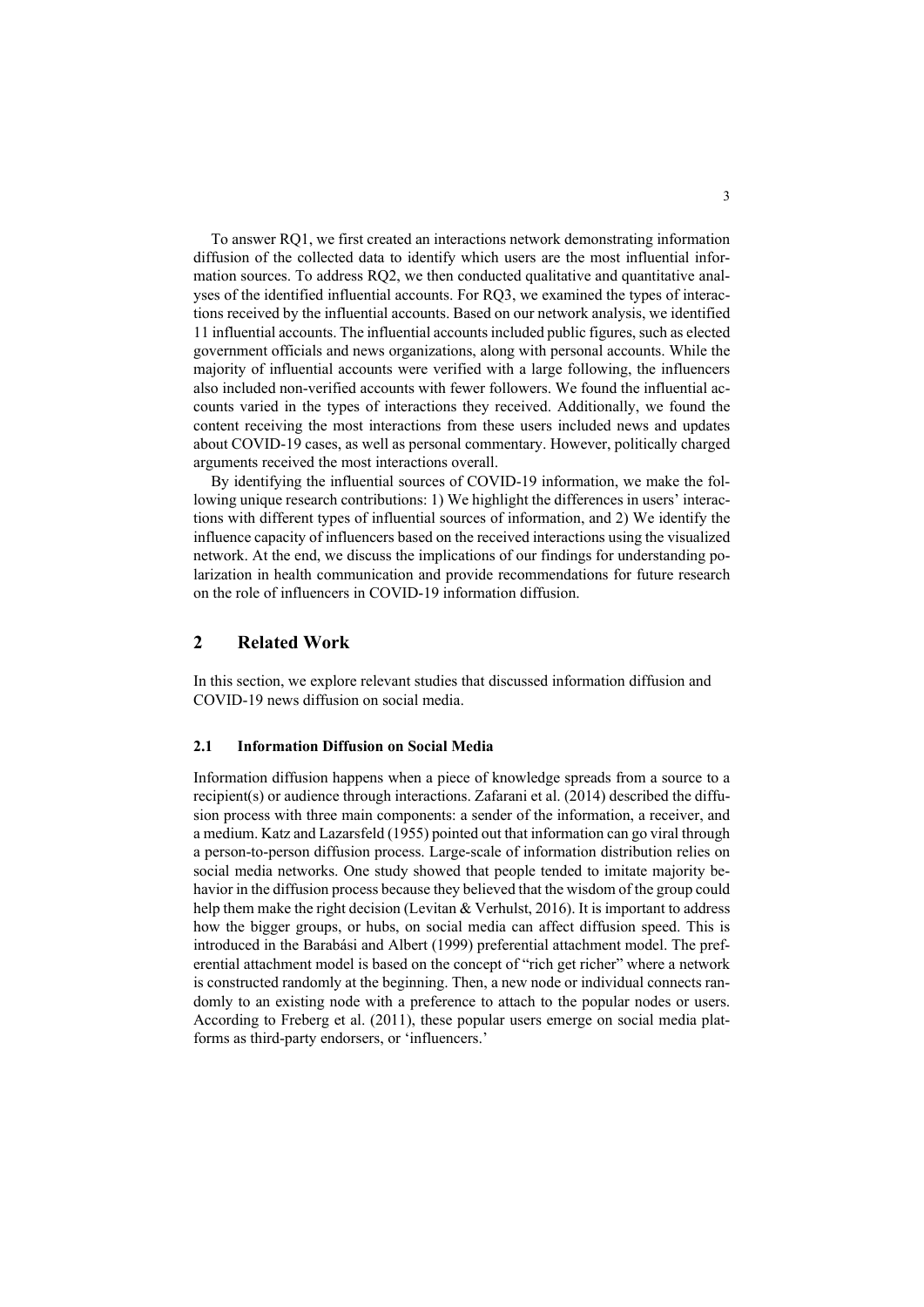To answer RQ1, we first created an interactions network demonstrating information diffusion of the collected data to identify which users are the most influential information sources. To address RQ2, we then conducted qualitative and quantitative analyses of the identified influential accounts. For RQ3, we examined the types of interactions received by the influential accounts. Based on our network analysis, we identified 11 influential accounts. The influential accounts included public figures, such as elected government officials and news organizations, along with personal accounts. While the majority of influential accounts were verified with a large following, the influencers also included non-verified accounts with fewer followers. We found the influential accounts varied in the types of interactions they received. Additionally, we found the content receiving the most interactions from these users included news and updates about COVID-19 cases, as well as personal commentary. However, politically charged arguments received the most interactions overall.

By identifying the influential sources of COVID-19 information, we make the following unique research contributions: 1) We highlight the differences in users' interactions with different types of influential sources of information, and 2) We identify the influence capacity of influencers based on the received interactions using the visualized network. At the end, we discuss the implications of our findings for understanding polarization in health communication and provide recommendations for future research on the role of influencers in COVID-19 information diffusion.

## 2 Related Work

In this section, we explore relevant studies that discussed information diffusion and COVID-19 news diffusion on social media.

### 2.1 Information Diffusion on Social Media

Information diffusion happens when a piece of knowledge spreads from a source to a recipient(s) or audience through interactions. Zafarani et al. (2014) described the diffusion process with three main components: a sender of the information, a receiver, and a medium. Katz and Lazarsfeld (1955) pointed out that information can go viral through a person-to-person diffusion process. Large-scale of information distribution relies on social media networks. One study showed that people tended to imitate majority behavior in the diffusion process because they believed that the wisdom of the group could help them make the right decision (Levitan & Verhulst, 2016). It is important to address how the bigger groups, or hubs, on social media can affect diffusion speed. This is introduced in the Barabási and Albert (1999) preferential attachment model. The preferential attachment model is based on the concept of "rich get richer" where a network is constructed randomly at the beginning. Then, a new node or individual connects randomly to an existing node with a preference to attach to the popular nodes or users. According to Freberg et al. (2011), these popular users emerge on social media platforms as third-party endorsers, or 'influencers.'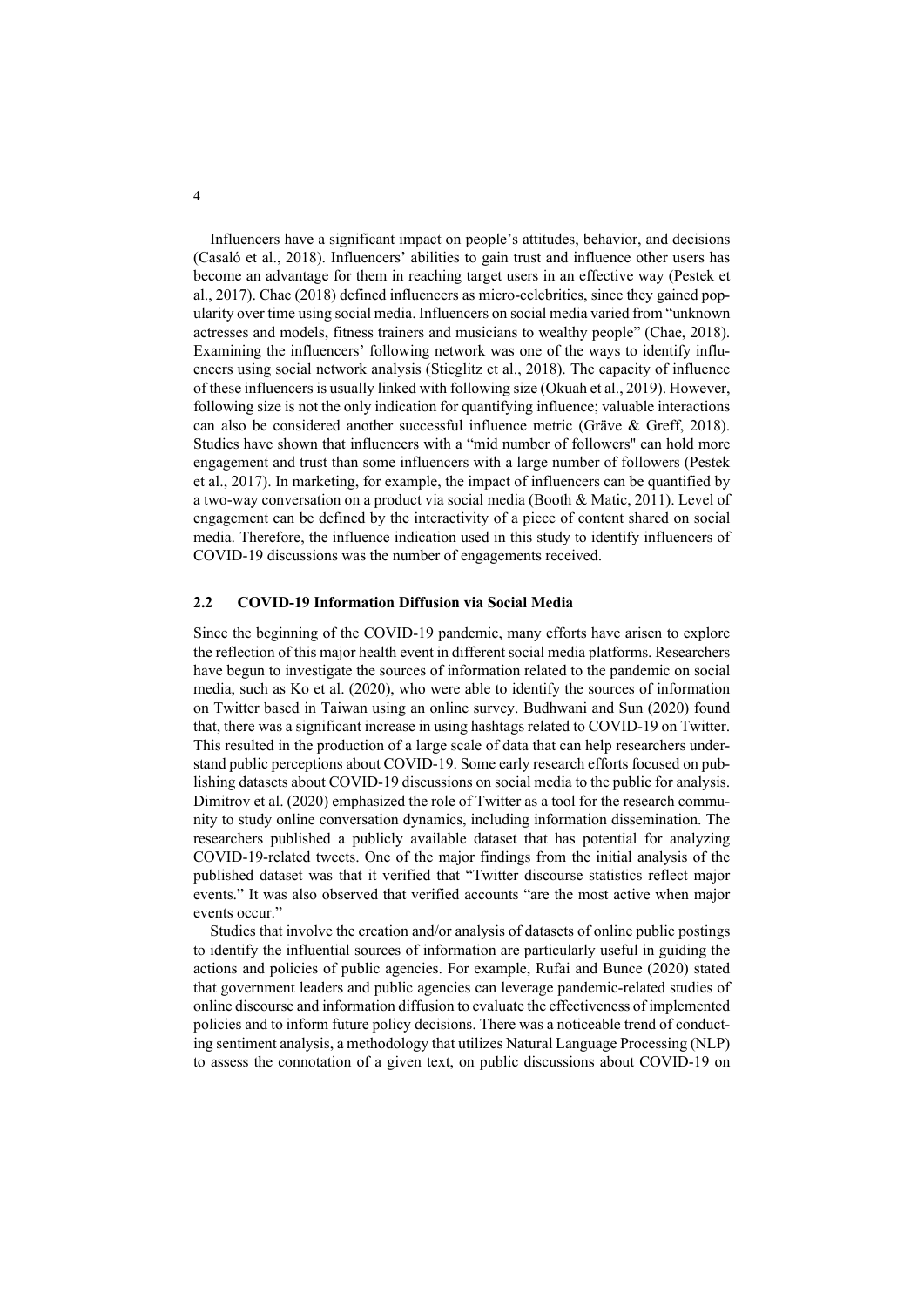Influencers have a significant impact on people's attitudes, behavior, and decisions (Casaló et al., 2018). Influencers' abilities to gain trust and influence other users has become an advantage for them in reaching target users in an effective way (Pestek et al., 2017). Chae (2018) defined influencers as micro-celebrities, since they gained popularity over time using social media. Influencers on social media varied from "unknown actresses and models, fitness trainers and musicians to wealthy people" (Chae, 2018). Examining the influencers' following network was one of the ways to identify influencers using social network analysis (Stieglitz et al., 2018). The capacity of influence of these influencers is usually linked with following size (Okuah et al., 2019). However, following size is not the only indication for quantifying influence; valuable interactions can also be considered another successful influence metric (Gräve & Greff, 2018). Studies have shown that influencers with a "mid number of followers" can hold more engagement and trust than some influencers with a large number of followers (Pestek et al., 2017). In marketing, for example, the impact of influencers can be quantified by a two-way conversation on a product via social media (Booth & Matic, 2011). Level of engagement can be defined by the interactivity of a piece of content shared on social media. Therefore, the influence indication used in this study to identify influencers of COVID-19 discussions was the number of engagements received.

## 2.2 COVID-19 Information Diffusion via Social Media

Since the beginning of the COVID-19 pandemic, many efforts have arisen to explore the reflection of this major health event in different social media platforms. Researchers have begun to investigate the sources of information related to the pandemic on social media, such as Ko et al. (2020), who were able to identify the sources of information on Twitter based in Taiwan using an online survey. Budhwani and Sun (2020) found that, there was a significant increase in using hashtags related to COVID-19 on Twitter. This resulted in the production of a large scale of data that can help researchers understand public perceptions about COVID-19. Some early research efforts focused on publishing datasets about COVID-19 discussions on social media to the public for analysis. Dimitrov et al. (2020) emphasized the role of Twitter as a tool for the research community to study online conversation dynamics, including information dissemination. The researchers published a publicly available dataset that has potential for analyzing COVID-19-related tweets. One of the major findings from the initial analysis of the published dataset was that it verified that "Twitter discourse statistics reflect major events." It was also observed that verified accounts "are the most active when major events occur."

Studies that involve the creation and/or analysis of datasets of online public postings to identify the influential sources of information are particularly useful in guiding the actions and policies of public agencies. For example, Rufai and Bunce (2020) stated that government leaders and public agencies can leverage pandemic-related studies of online discourse and information diffusion to evaluate the effectiveness of implemented policies and to inform future policy decisions. There was a noticeable trend of conducting sentiment analysis, a methodology that utilizes Natural Language Processing (NLP) to assess the connotation of a given text, on public discussions about COVID-19 on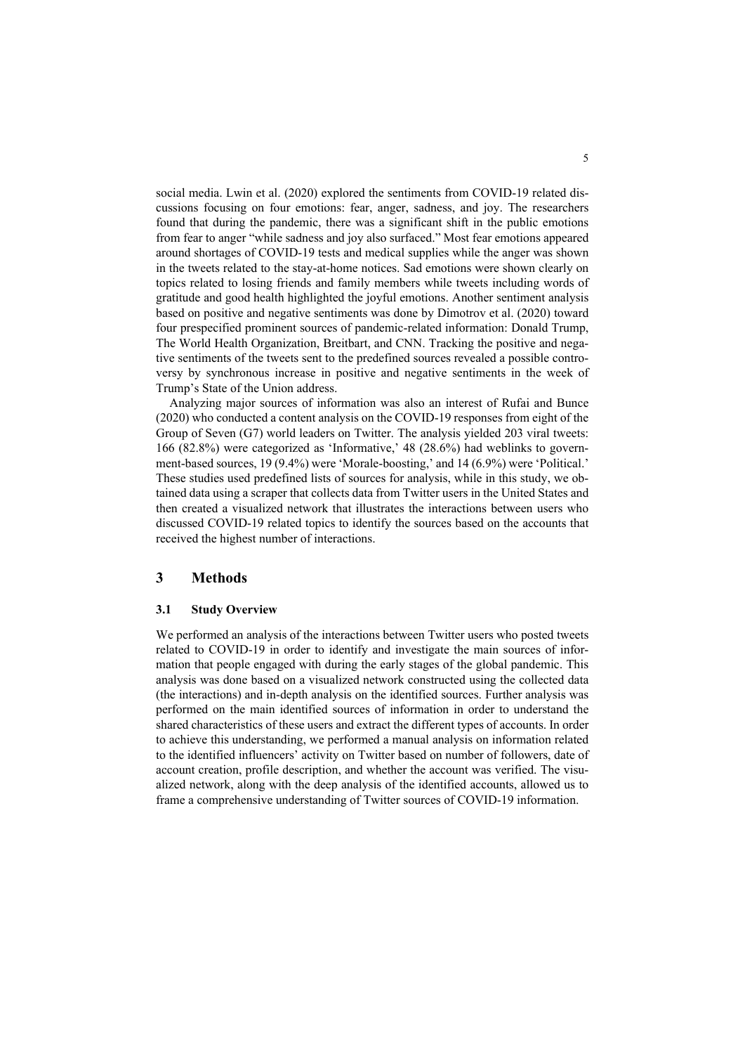social media. Lwin et al. (2020) explored the sentiments from COVID-19 related discussions focusing on four emotions: fear, anger, sadness, and joy. The researchers found that during the pandemic, there was a significant shift in the public emotions from fear to anger "while sadness and joy also surfaced." Most fear emotions appeared around shortages of COVID-19 tests and medical supplies while the anger was shown in the tweets related to the stay-at-home notices. Sad emotions were shown clearly on topics related to losing friends and family members while tweets including words of gratitude and good health highlighted the joyful emotions. Another sentiment analysis based on positive and negative sentiments was done by Dimotrov et al. (2020) toward four prespecified prominent sources of pandemic-related information: Donald Trump, The World Health Organization, Breitbart, and CNN. Tracking the positive and negative sentiments of the tweets sent to the predefined sources revealed a possible controversy by synchronous increase in positive and negative sentiments in the week of Trump's State of the Union address.

Analyzing major sources of information was also an interest of Rufai and Bunce (2020) who conducted a content analysis on the COVID-19 responses from eight of the Group of Seven (G7) world leaders on Twitter. The analysis yielded 203 viral tweets: 166 (82.8%) were categorized as 'Informative,' 48 (28.6%) had weblinks to government-based sources, 19 (9.4%) were 'Morale-boosting,' and 14 (6.9%) were 'Political.' These studies used predefined lists of sources for analysis, while in this study, we obtained data using a scraper that collects data from Twitter users in the United States and then created a visualized network that illustrates the interactions between users who discussed COVID-19 related topics to identify the sources based on the accounts that received the highest number of interactions.

## 3 Methods

### 3.1 Study Overview

We performed an analysis of the interactions between Twitter users who posted tweets related to COVID-19 in order to identify and investigate the main sources of information that people engaged with during the early stages of the global pandemic. This analysis was done based on a visualized network constructed using the collected data (the interactions) and in-depth analysis on the identified sources. Further analysis was performed on the main identified sources of information in order to understand the shared characteristics of these users and extract the different types of accounts. In order to achieve this understanding, we performed a manual analysis on information related to the identified influencers' activity on Twitter based on number of followers, date of account creation, profile description, and whether the account was verified. The visualized network, along with the deep analysis of the identified accounts, allowed us to frame a comprehensive understanding of Twitter sources of COVID-19 information.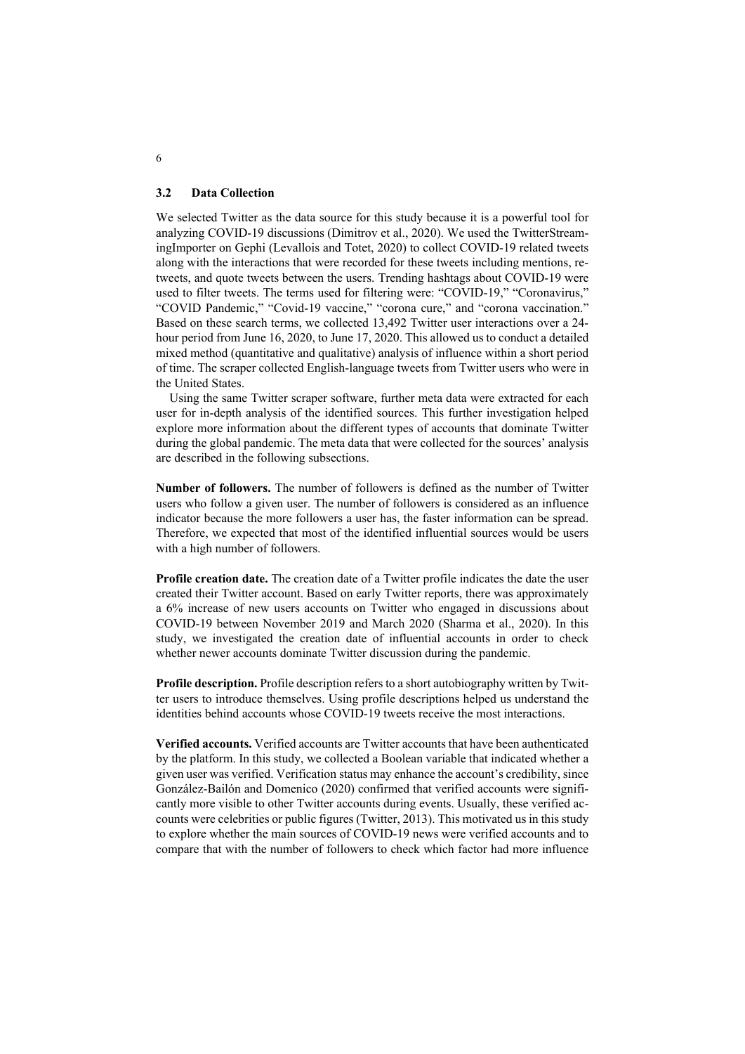### 3.2 Data Collection

We selected Twitter as the data source for this study because it is a powerful tool for analyzing COVID-19 discussions (Dimitrov et al., 2020). We used the TwitterStreamingImporter on Gephi (Levallois and Totet, 2020) to collect COVID-19 related tweets along with the interactions that were recorded for these tweets including mentions, retweets, and quote tweets between the users. Trending hashtags about COVID-19 were used to filter tweets. The terms used for filtering were: "COVID-19," "Coronavirus," "COVID Pandemic," "Covid-19 vaccine," "corona cure," and "corona vaccination." Based on these search terms, we collected 13,492 Twitter user interactions over a 24-hour period from June 16, 2020, to June 17, 2020. This allowed us to conduct a detailed mixed method (quantitative and qualitative) analysis of influence within a short period of time. The scraper collected English-language tweets from Twitter users who were in the United States.

Using the same Twitter scraper software, further meta data were extracted for each user for in-depth analysis of the identified sources. This further investigation helped explore more information about the different types of accounts that dominate Twitter during the global pandemic. The meta data that were collected for the sources' analysis are described in the following subsections.

**Number of followers.** The number of followers is defined as the number of Twitter users who follow a given user. The number of followers is considered as an influence indicator because the more followers a user has, the faster information can be spread. Therefore, we expected that most of the identified influential sources would be users with a high number of followers.

**Profile creation date.** The creation date of a Twitter profile indicates the date the user created their Twitter account. Based on early Twitter reports, there was approximately a 6% increase of new users accounts on Twitter who engaged in discussions about COVID-19 between November 2019 and March 2020 (Sharma et al., 2020). In this study, we investigated the creation date of influential accounts in order to check whether newer accounts dominate Twitter discussion during the pandemic.

**Profile description.** Profile description refers to a short autobiography written by Twitter users to introduce themselves. Using profile descriptions helped us understand the identities behind accounts whose COVID-19 tweets receive the most interactions.

**Verified accounts.** Verified accounts are Twitter accounts that have been authenticated by the platform. In this study, we collected a Boolean variable that indicated whether a given user was verified. Verification status may enhance the account's credibility, since González-Bailón and Domenico (2020) confirmed that verified accounts were significantly more visible to other Twitter accounts during events. Usually, these verified accounts were celebrities or public figures (Twitter, 2013). This motivated us in this study to explore whether the main sources of COVID-19 news were verified accounts and to compare that with the number of followers to check which factor had more influence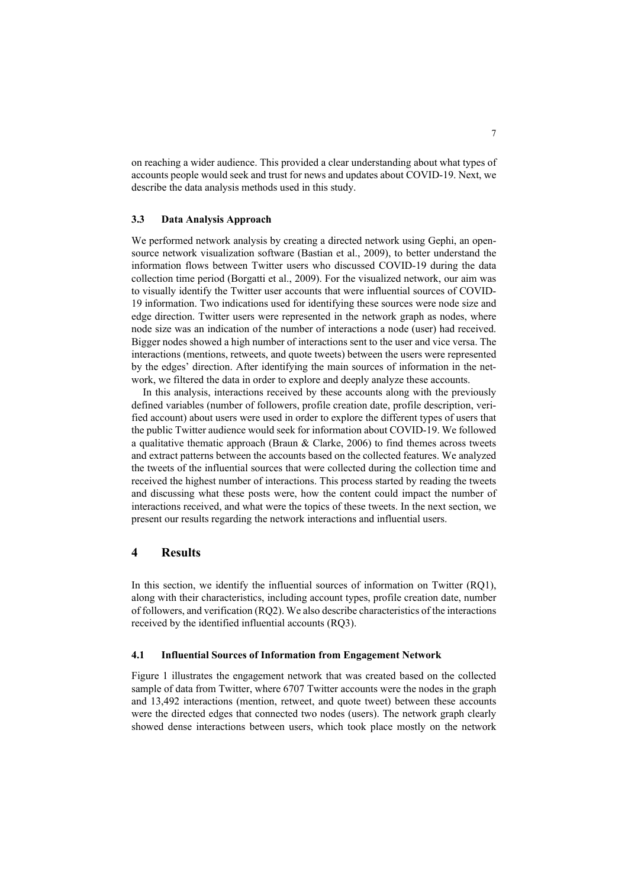on reaching a wider audience. This provided a clear understanding about what types of accounts people would seek and trust for news and updates about COVID-19. Next, we describe the data analysis methods used in this study.

### 3.3 Data Analysis Approach

We performed network analysis by creating a directed network using Gephi, an open-source network visualization software (Bastian et al., 2009), to better understand the information flows between Twitter users who discussed COVID-19 during the data collection time period (Borgatti et al., 2009). For the visualized network, our aim was to visually identify the Twitter user accounts that were influential sources of COVID-19 information. Two indications used for identifying these sources were node size and edge direction. Twitter users were represented in the network graph as nodes, where node size was an indication of the number of interactions a node (user) had received. Bigger nodes showed a high number of interactions sent to the user and vice versa. The interactions (mentions, retweets, and quote tweets) between the users were represented by the edges' direction. After identifying the main sources of information in the network, we filtered the data in order to explore and deeply analyze these accounts.

In this analysis, interactions received by these accounts along with the previously defined variables (number of followers, profile creation date, profile description, verified account) about users were used in order to explore the different types of users that the public Twitter audience would seek for information about COVID-19. We followed a qualitative thematic approach (Braun & Clarke, 2006) to find themes across tweets and extract patterns between the accounts based on the collected features. We analyzed the tweets of the influential sources that were collected during the collection time and received the highest number of interactions. This process started by reading the tweets and discussing what these posts were, how the content could impact the number of interactions received, and what were the topics of these tweets. In the next section, we present our results regarding the network interactions and influential users.

## 4 Results

In this section, we identify the influential sources of information on Twitter (RQ1), along with their characteristics, including account types, profile creation date, number of followers, and verification (RQ2). We also describe characteristics of the interactions received by the identified influential accounts (RQ3).

### 4.1 Influential Sources of Information from Engagement Network

Figure 1 illustrates the engagement network that was created based on the collected sample of data from Twitter, where 6707 Twitter accounts were the nodes in the graph and 13,492 interactions (mention, retweet, and quote tweet) between these accounts were the directed edges that connected two nodes (users). The network graph clearly showed dense interactions between users, which took place mostly on the network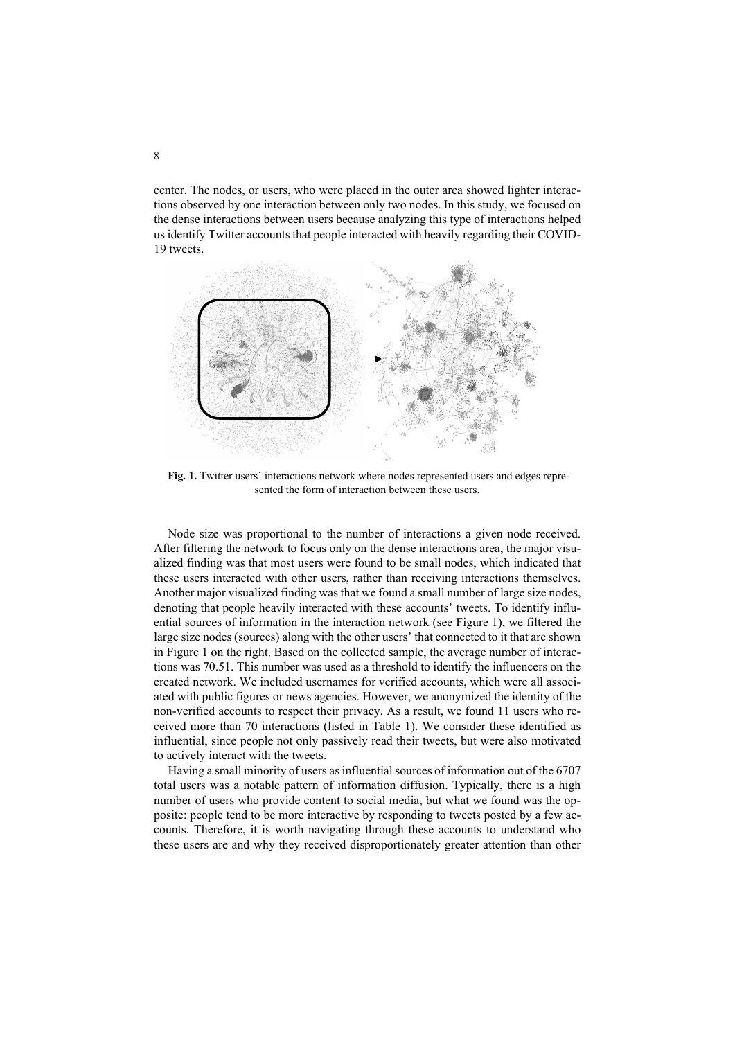center. The nodes, or users, who were placed in the outer area showed lighter interactions observed by one interaction between only two nodes. In this study, we focused on the dense interactions between users because analyzing this type of interactions helped us identify Twitter accounts that people interacted with heavily regarding their COVID-19 tweets.

**Fig. 1.** Twitter users' interactions network where nodes represented users and edges represented the form of interaction between these users.

Node size was proportional to the number of interactions a given node received. After filtering the network to focus only on the dense interactions area, the major visualized finding was that most users were found to be small nodes, which indicated that these users interacted with other users, rather than receiving interactions themselves. Another major visualized finding was that we found a small number of large size nodes, denoting that people heavily interacted with these accounts' tweets. To identify influential sources of information in the interaction network (see Figure 1), we filtered the large size nodes (sources) along with the other users' that connected to it that are shown in Figure 1 on the right. Based on the collected sample, the average number of interactions was 70.51. This number was used as a threshold to identify the influencers on the created network. We included usernames for verified accounts, which were all associated with public figures or news agencies. However, we anonymized the identity of the non-verified accounts to respect their privacy. As a result, we found 11 users who received more than 70 interactions (listed in Table 1). We consider these identified as influential, since people not only passively read their tweets, but were also motivated to actively interact with the tweets.

Having a small minority of users as influential sources of information out of the 6707 total users was a notable pattern of information diffusion. Typically, there is a high number of users who provide content to social media, but what we found was the opposite: people tend to be more interactive by responding to tweets posted by a few accounts. Therefore, it is worth navigating through these accounts to understand who these users are and why they received disproportionately greater attention than other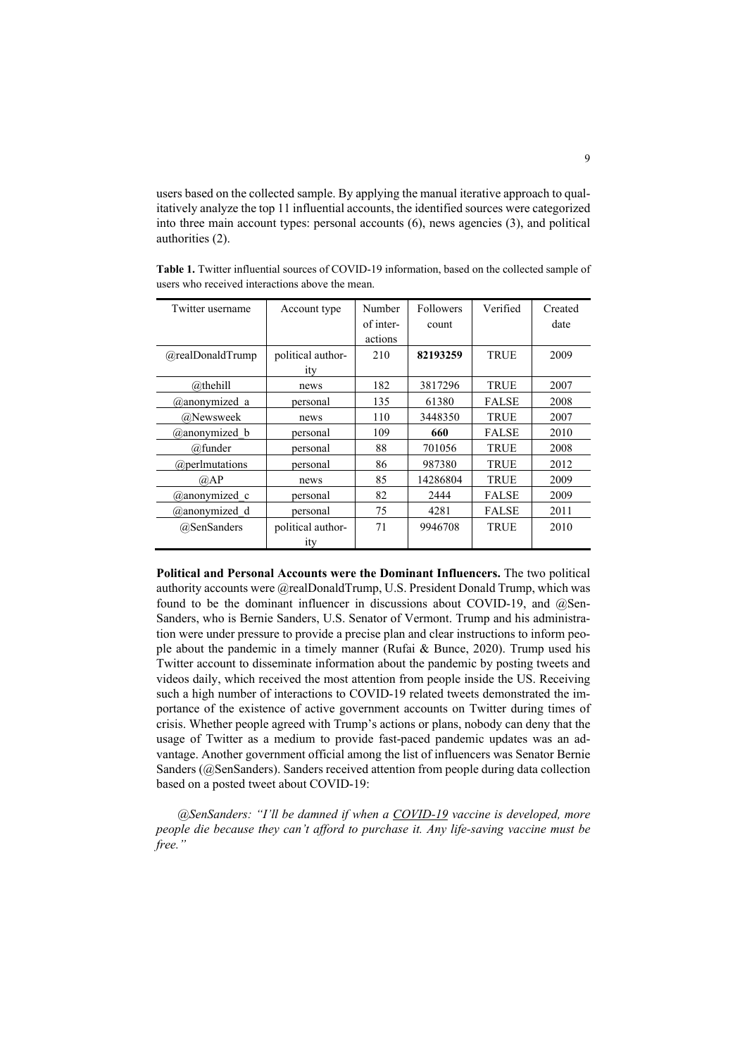users based on the collected sample. By applying the manual iterative approach to qualitatively analyze the top 11 influential accounts, the identified sources were categorized into three main account types: personal accounts (6), news agencies (3), and political authorities (2).

**Table 1.** Twitter influential sources of COVID-19 information, based on the collected sample of users who received interactions above the mean.

| Twitter username | Account type | Number of interactions | Followers count | Verified | Created date |
|---|---|---|---|---|---|
| @realDonaldTrump | political authority | 210 | **82193259** | TRUE | 2009 |
| @thehill | news | 182 | 3817296 | TRUE | 2007 |
| @anonymized_a | personal | 135 | 61380 | FALSE | 2008 |
| @Newsweek | news | 110 | 3448350 | TRUE | 2007 |
| @anonymized_b | personal | 109 | **660** | FALSE | 2010 |
| @funder | personal | 88 | 701056 | TRUE | 2008 |
| @perlmutations | personal | 86 | 987380 | TRUE | 2012 |
| @AP | news | 85 | 14286804 | TRUE | 2009 |
| @anonymized_c | personal | 82 | 2444 | FALSE | 2009 |
| @anonymized_d | personal | 75 | 4281 | FALSE | 2011 |
| @SenSanders | political authority | 71 | 9946708 | TRUE | 2010 |

**Political and Personal Accounts were the Dominant Influencers.** The two political authority accounts were @realDonaldTrump, U.S. President Donald Trump, which was found to be the dominant influencer in discussions about COVID-19, and @SenSanders, who is Bernie Sanders, U.S. Senator of Vermont. Trump and his administration were under pressure to provide a precise plan and clear instructions to inform people about the pandemic in a timely manner (Rufai & Bunce, 2020). Trump used his Twitter account to disseminate information about the pandemic by posting tweets and videos daily, which received the most attention from people inside the US. Receiving such a high number of interactions to COVID-19 related tweets demonstrated the importance of the existence of active government accounts on Twitter during times of crisis. Whether people agreed with Trump's actions or plans, nobody can deny that the usage of Twitter as a medium to provide fast-paced pandemic updates was an advantage. Another government official among the list of influencers was Senator Bernie Sanders (@SenSanders). Sanders received attention from people during data collection based on a posted tweet about COVID-19:

*@SenSanders: "I'll be damned if when a COVID-19 vaccine is developed, more people die because they can't afford to purchase it. Any life-saving vaccine must be free."*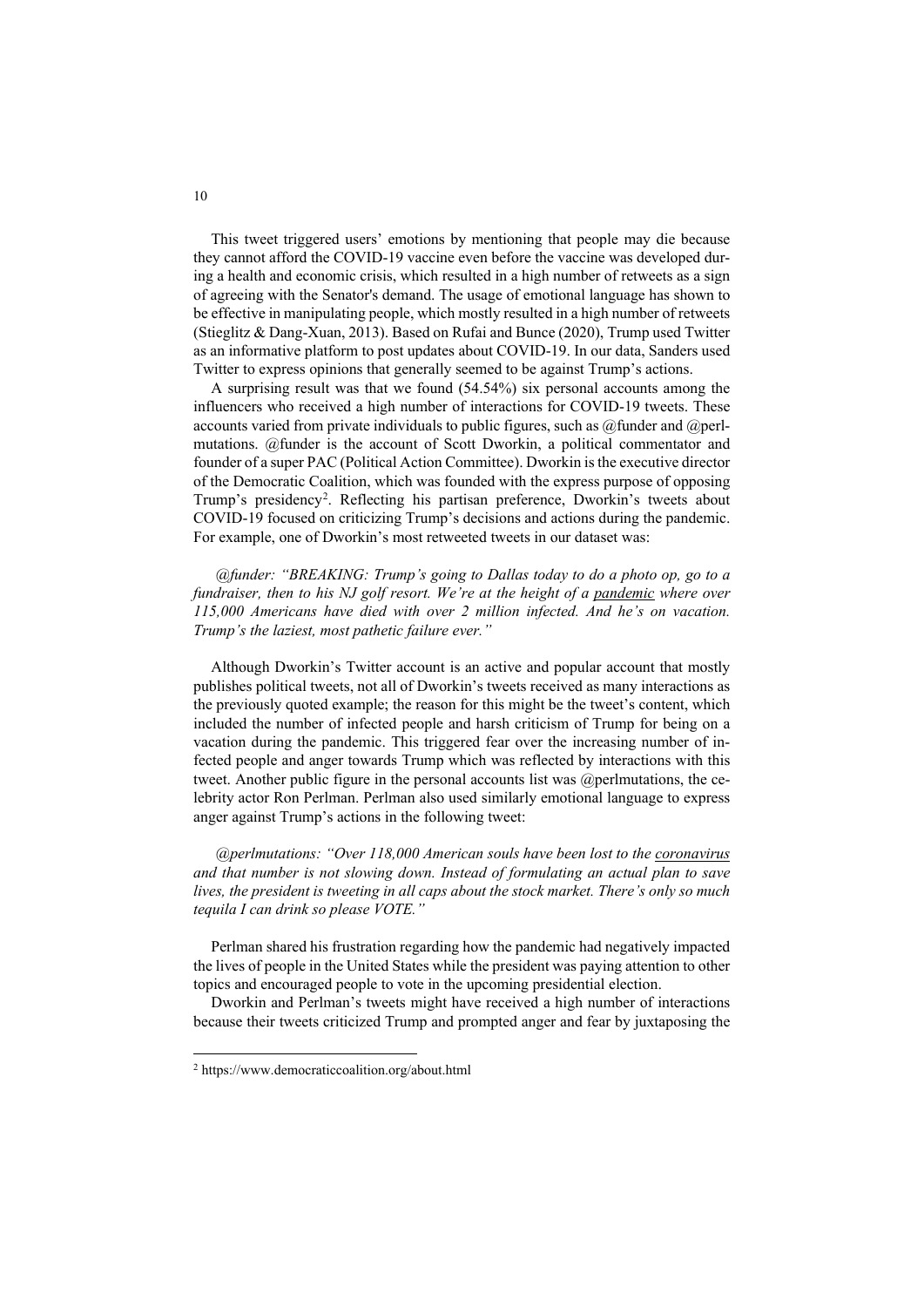This tweet triggered users' emotions by mentioning that people may die because they cannot afford the COVID-19 vaccine even before the vaccine was developed during a health and economic crisis, which resulted in a high number of retweets as a sign of agreeing with the Senator's demand. The usage of emotional language has shown to be effective in manipulating people, which mostly resulted in a high number of retweets (Stieglitz & Dang-Xuan, 2013). Based on Rufai and Bunce (2020), Trump used Twitter as an informative platform to post updates about COVID-19. In our data, Sanders used Twitter to express opinions that generally seemed to be against Trump's actions.

A surprising result was that we found (54.54%) six personal accounts among the influencers who received a high number of interactions for COVID-19 tweets. These accounts varied from private individuals to public figures, such as @funder and @perlmutations. @funder is the account of Scott Dworkin, a political commentator and founder of a super PAC (Political Action Committee). Dworkin is the executive director of the Democratic Coalition, which was founded with the express purpose of opposing Trump's presidency[2]. Reflecting his partisan preference, Dworkin's tweets about COVID-19 focused on criticizing Trump's decisions and actions during the pandemic. For example, one of Dworkin's most retweeted tweets in our dataset was:

*@funder: "BREAKING: Trump's going to Dallas today to do a photo op, go to a fundraiser, then to his NJ golf resort. We're at the height of a <u>pandemic</u> where over 115,000 Americans have died with over 2 million infected. And he's on vacation. Trump's the laziest, most pathetic failure ever."*

Although Dworkin's Twitter account is an active and popular account that mostly publishes political tweets, not all of Dworkin's tweets received as many interactions as the previously quoted example; the reason for this might be the tweet's content, which included the number of infected people and harsh criticism of Trump for being on a vacation during the pandemic. This triggered fear over the increasing number of infected people and anger towards Trump which was reflected by interactions with this tweet. Another public figure in the personal accounts list was @perlmutations, the celebrity actor Ron Perlman. Perlman also used similarly emotional language to express anger against Trump's actions in the following tweet:

*@perlmutations: "Over 118,000 American souls have been lost to the <u>coronavirus</u> and that number is not slowing down. Instead of formulating an actual plan to save lives, the president is tweeting in all caps about the stock market. There's only so much tequila I can drink so please VOTE."*

Perlman shared his frustration regarding how the pandemic had negatively impacted the lives of people in the United States while the president was paying attention to other topics and encouraged people to vote in the upcoming presidential election.

Dworkin and Perlman's tweets might have received a high number of interactions because their tweets criticized Trump and prompted anger and fear by juxtaposing the

[2] https://www.democraticcoalition.org/about.html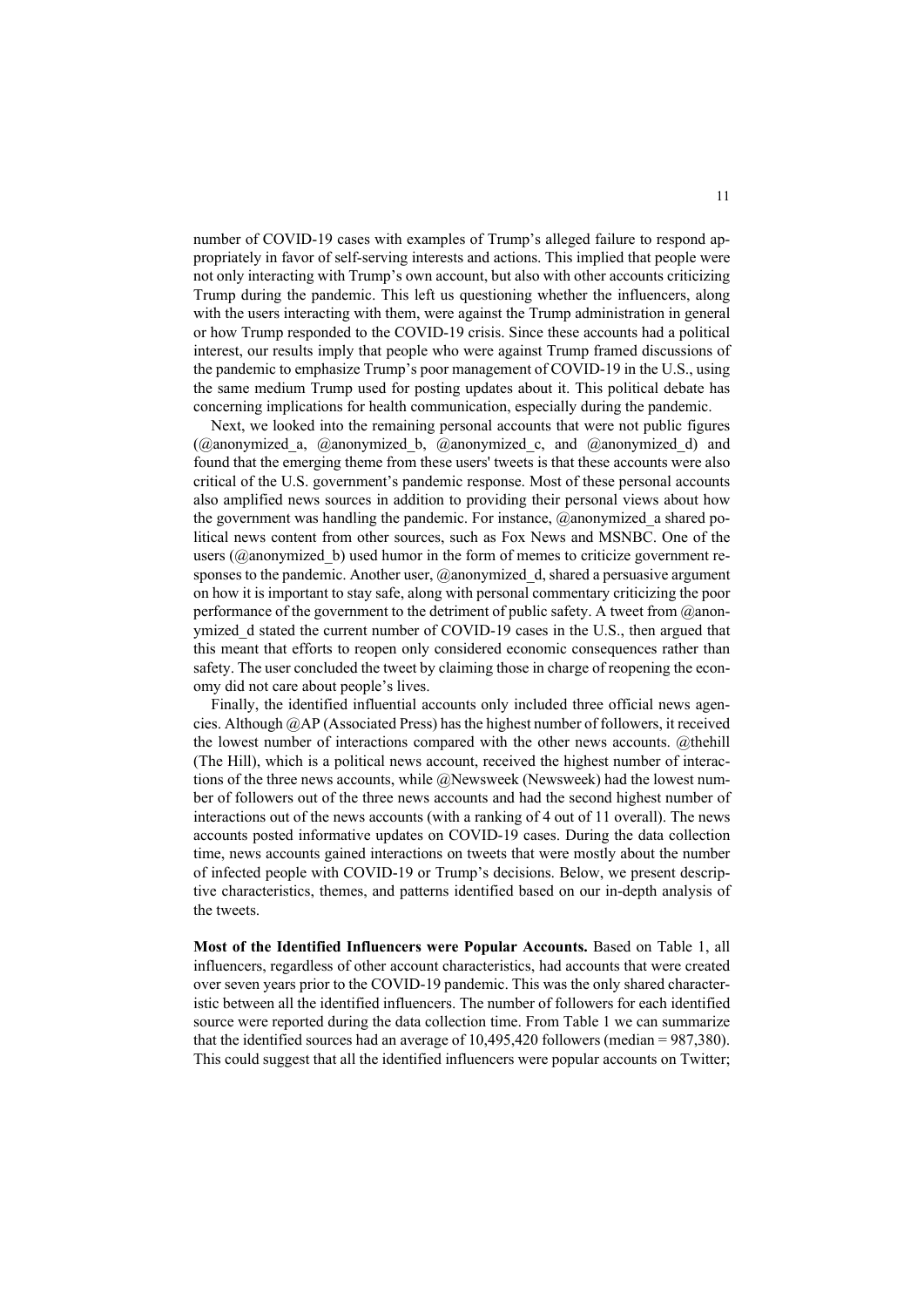number of COVID-19 cases with examples of Trump's alleged failure to respond appropriately in favor of self-serving interests and actions. This implied that people were not only interacting with Trump's own account, but also with other accounts criticizing Trump during the pandemic. This left us questioning whether the influencers, along with the users interacting with them, were against the Trump administration in general or how Trump responded to the COVID-19 crisis. Since these accounts had a political interest, our results imply that people who were against Trump framed discussions of the pandemic to emphasize Trump's poor management of COVID-19 in the U.S., using the same medium Trump used for posting updates about it. This political debate has concerning implications for health communication, especially during the pandemic.

Next, we looked into the remaining personal accounts that were not public figures (@anonymized_a, @anonymized_b, @anonymized_c, and @anonymized_d) and found that the emerging theme from these users' tweets is that these accounts were also critical of the U.S. government's pandemic response. Most of these personal accounts also amplified news sources in addition to providing their personal views about how the government was handling the pandemic. For instance, @anonymized_a shared political news content from other sources, such as Fox News and MSNBC. One of the users (@anonymized_b) used humor in the form of memes to criticize government responses to the pandemic. Another user, @anonymized_d, shared a persuasive argument on how it is important to stay safe, along with personal commentary criticizing the poor performance of the government to the detriment of public safety. A tweet from @anonymized_d stated the current number of COVID-19 cases in the U.S., then argued that this meant that efforts to reopen only considered economic consequences rather than safety. The user concluded the tweet by claiming those in charge of reopening the economy did not care about people's lives.

Finally, the identified influential accounts only included three official news agencies. Although @AP (Associated Press) has the highest number of followers, it received the lowest number of interactions compared with the other news accounts. @thehill (The Hill), which is a political news account, received the highest number of interactions of the three news accounts, while @Newsweek (Newsweek) had the lowest number of followers out of the three news accounts and had the second highest number of interactions out of the news accounts (with a ranking of 4 out of 11 overall). The news accounts posted informative updates on COVID-19 cases. During the data collection time, news accounts gained interactions on tweets that were mostly about the number of infected people with COVID-19 or Trump's decisions. Below, we present descriptive characteristics, themes, and patterns identified based on our in-depth analysis of the tweets.

**Most of the Identified Influencers were Popular Accounts.** Based on Table 1, all influencers, regardless of other account characteristics, had accounts that were created over seven years prior to the COVID-19 pandemic. This was the only shared characteristic between all the identified influencers. The number of followers for each identified source were reported during the data collection time. From Table 1 we can summarize that the identified sources had an average of 10,495,420 followers (median = 987,380). This could suggest that all the identified influencers were popular accounts on Twitter;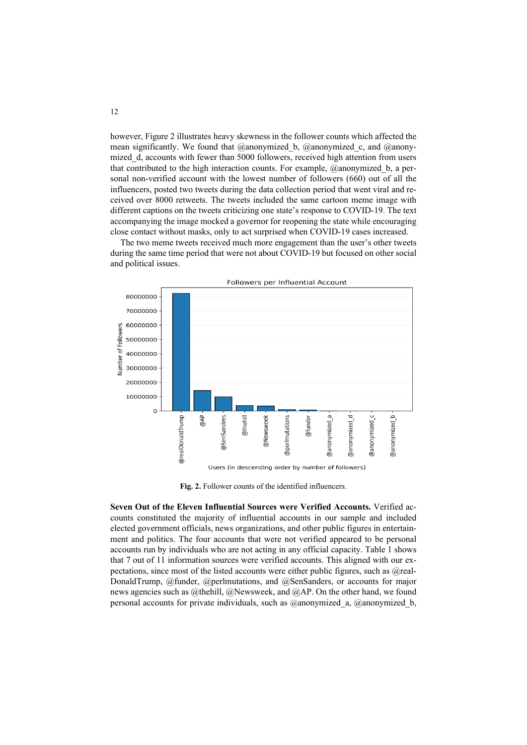however, Figure 2 illustrates heavy skewness in the follower counts which affected the mean significantly. We found that @anonymized_b, @anonymized_c, and @anonymized_d, accounts with fewer than 5000 followers, received high attention from users that contributed to the high interaction counts. For example, @anonymized_b, a personal non-verified account with the lowest number of followers (660) out of all the influencers, posted two tweets during the data collection period that went viral and received over 8000 retweets. The tweets included the same cartoon meme image with different captions on the tweets criticizing one state's response to COVID-19. The text accompanying the image mocked a governor for reopening the state while encouraging close contact without masks, only to act surprised when COVID-19 cases increased.

The two meme tweets received much more engagement than the user's other tweets during the same time period that were not about COVID-19 but focused on other social and political issues.

**Fig. 2.** Follower counts of the identified influencers.

**Seven Out of the Eleven Influential Sources were Verified Accounts.** Verified accounts constituted the majority of influential accounts in our sample and included elected government officials, news organizations, and other public figures in entertainment and politics. The four accounts that were not verified appeared to be personal accounts run by individuals who are not acting in any official capacity. Table 1 shows that 7 out of 11 information sources were verified accounts. This aligned with our expectations, since most of the listed accounts were either public figures, such as @realDonaldTrump, @funder, @perlmutations, and @SenSanders, or accounts for major news agencies such as @thehill, @Newsweek, and @AP. On the other hand, we found personal accounts for private individuals, such as @anonymized_a, @anonymized_b,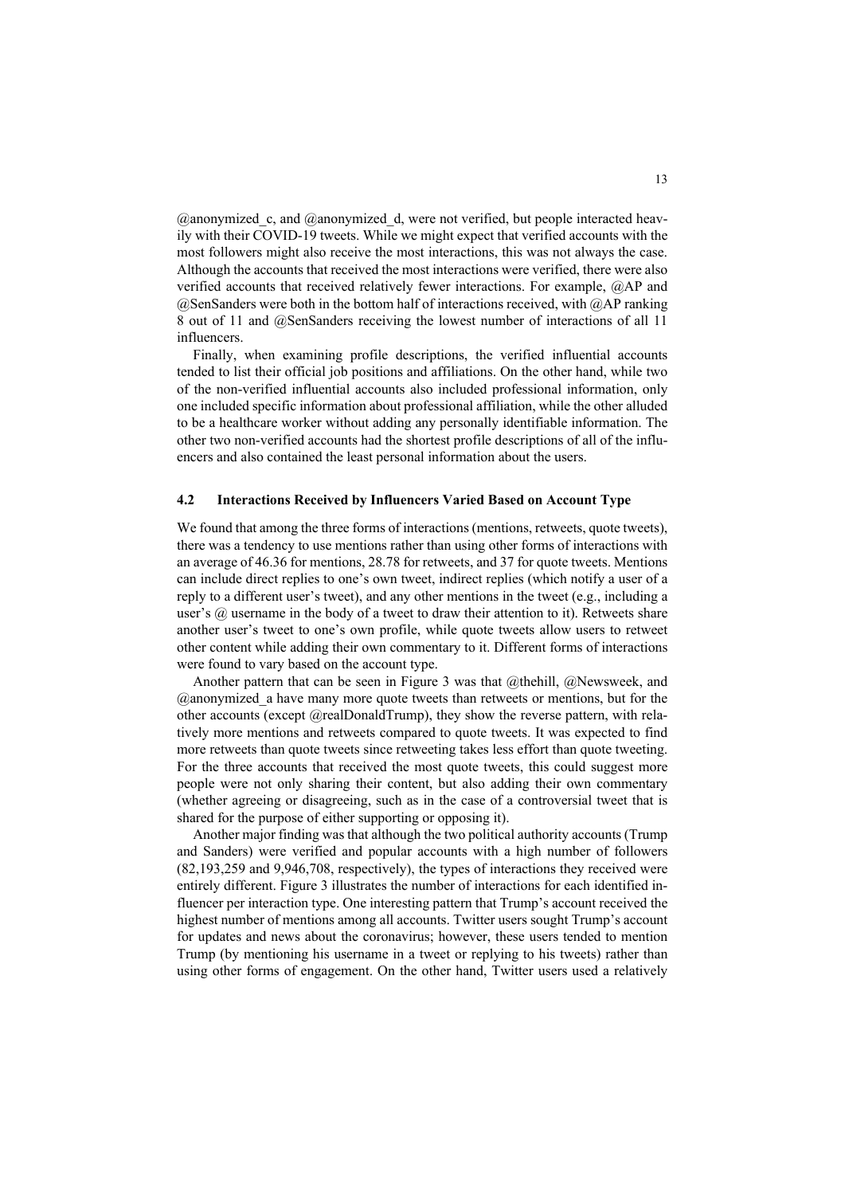@anonymized_c, and @anonymized_d, were not verified, but people interacted heavily with their COVID-19 tweets. While we might expect that verified accounts with the most followers might also receive the most interactions, this was not always the case. Although the accounts that received the most interactions were verified, there were also verified accounts that received relatively fewer interactions. For example, @AP and @SenSanders were both in the bottom half of interactions received, with @AP ranking 8 out of 11 and @SenSanders receiving the lowest number of interactions of all 11 influencers.

Finally, when examining profile descriptions, the verified influential accounts tended to list their official job positions and affiliations. On the other hand, while two of the non-verified influential accounts also included professional information, only one included specific information about professional affiliation, while the other alluded to be a healthcare worker without adding any personally identifiable information. The other two non-verified accounts had the shortest profile descriptions of all of the influencers and also contained the least personal information about the users.

### 4.2 Interactions Received by Influencers Varied Based on Account Type

We found that among the three forms of interactions (mentions, retweets, quote tweets), there was a tendency to use mentions rather than using other forms of interactions with an average of 46.36 for mentions, 28.78 for retweets, and 37 for quote tweets. Mentions can include direct replies to one's own tweet, indirect replies (which notify a user of a reply to a different user's tweet), and any other mentions in the tweet (e.g., including a user's @ username in the body of a tweet to draw their attention to it). Retweets share another user's tweet to one's own profile, while quote tweets allow users to retweet other content while adding their own commentary to it. Different forms of interactions were found to vary based on the account type.

Another pattern that can be seen in Figure 3 was that @thehill, @Newsweek, and @anonymized_a have many more quote tweets than retweets or mentions, but for the other accounts (except @realDonaldTrump), they show the reverse pattern, with relatively more mentions and retweets compared to quote tweets. It was expected to find more retweets than quote tweets since retweeting takes less effort than quote tweeting. For the three accounts that received the most quote tweets, this could suggest more people were not only sharing their content, but also adding their own commentary (whether agreeing or disagreeing, such as in the case of a controversial tweet that is shared for the purpose of either supporting or opposing it).

Another major finding was that although the two political authority accounts (Trump and Sanders) were verified and popular accounts with a high number of followers (82,193,259 and 9,946,708, respectively), the types of interactions they received were entirely different. Figure 3 illustrates the number of interactions for each identified influencer per interaction type. One interesting pattern that Trump's account received the highest number of mentions among all accounts. Twitter users sought Trump's account for updates and news about the coronavirus; however, these users tended to mention Trump (by mentioning his username in a tweet or replying to his tweets) rather than using other forms of engagement. On the other hand, Twitter users used a relatively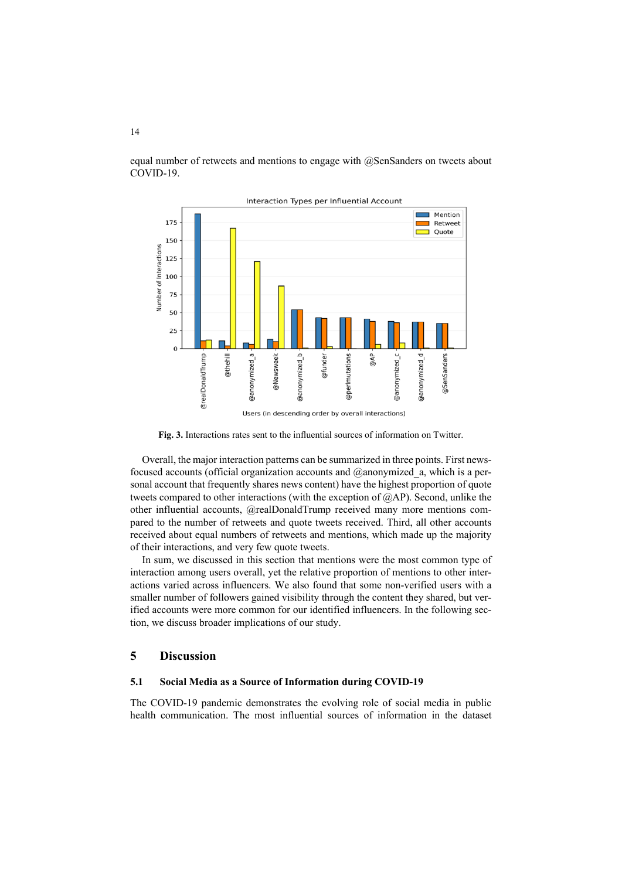equal number of retweets and mentions to engage with @SenSanders on tweets about COVID-19.

**Fig. 3.** Interactions rates sent to the influential sources of information on Twitter.

Overall, the major interaction patterns can be summarized in three points. First news-focused accounts (official organization accounts and @anonymized_a, which is a personal account that frequently shares news content) have the highest proportion of quote tweets compared to other interactions (with the exception of @AP). Second, unlike the other influential accounts, @realDonaldTrump received many more mentions compared to the number of retweets and quote tweets received. Third, all other accounts received about equal numbers of retweets and mentions, which made up the majority of their interactions, and very few quote tweets.

In sum, we discussed in this section that mentions were the most common type of interaction among users overall, yet the relative proportion of mentions to other interactions varied across influencers. We also found that some non-verified users with a smaller number of followers gained visibility through the content they shared, but verified accounts were more common for our identified influencers. In the following section, we discuss broader implications of our study.

## 5 Discussion

### 5.1 Social Media as a Source of Information during COVID-19

The COVID-19 pandemic demonstrates the evolving role of social media in public health communication. The most influential sources of information in the dataset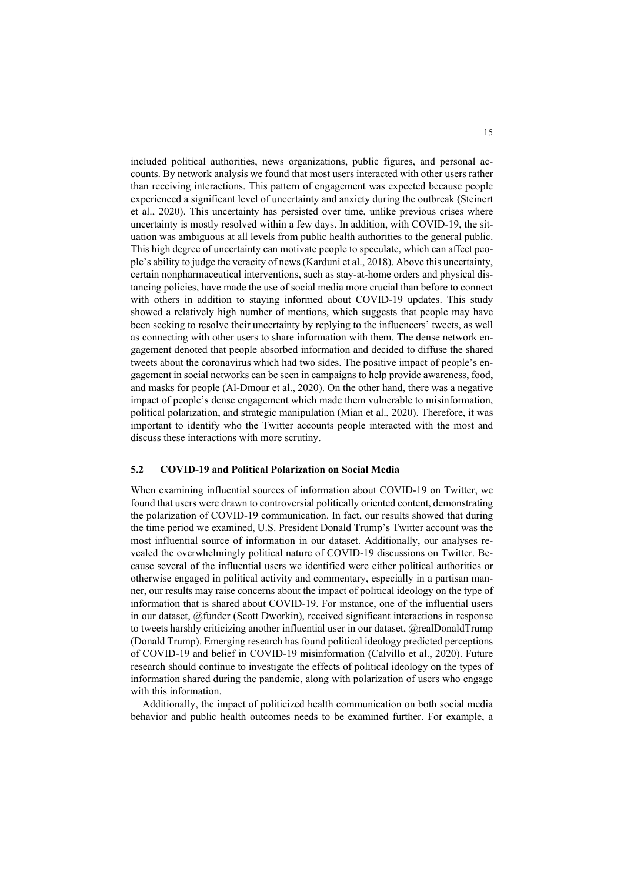included political authorities, news organizations, public figures, and personal accounts. By network analysis we found that most users interacted with other users rather than receiving interactions. This pattern of engagement was expected because people experienced a significant level of uncertainty and anxiety during the outbreak (Steinert et al., 2020). This uncertainty has persisted over time, unlike previous crises where uncertainty is mostly resolved within a few days. In addition, with COVID-19, the situation was ambiguous at all levels from public health authorities to the general public. This high degree of uncertainty can motivate people to speculate, which can affect people's ability to judge the veracity of news (Karduni et al., 2018). Above this uncertainty, certain nonpharmaceutical interventions, such as stay-at-home orders and physical distancing policies, have made the use of social media more crucial than before to connect with others in addition to staying informed about COVID-19 updates. This study showed a relatively high number of mentions, which suggests that people may have been seeking to resolve their uncertainty by replying to the influencers' tweets, as well as connecting with other users to share information with them. The dense network engagement denoted that people absorbed information and decided to diffuse the shared tweets about the coronavirus which had two sides. The positive impact of people's engagement in social networks can be seen in campaigns to help provide awareness, food, and masks for people (Al-Dmour et al., 2020). On the other hand, there was a negative impact of people's dense engagement which made them vulnerable to misinformation, political polarization, and strategic manipulation (Mian et al., 2020). Therefore, it was important to identify who the Twitter accounts people interacted with the most and discuss these interactions with more scrutiny.

### 5.2 COVID-19 and Political Polarization on Social Media

When examining influential sources of information about COVID-19 on Twitter, we found that users were drawn to controversial politically oriented content, demonstrating the polarization of COVID-19 communication. In fact, our results showed that during the time period we examined, U.S. President Donald Trump's Twitter account was the most influential source of information in our dataset. Additionally, our analyses revealed the overwhelmingly political nature of COVID-19 discussions on Twitter. Because several of the influential users we identified were either political authorities or otherwise engaged in political activity and commentary, especially in a partisan manner, our results may raise concerns about the impact of political ideology on the type of information that is shared about COVID-19. For instance, one of the influential users in our dataset, @funder (Scott Dworkin), received significant interactions in response to tweets harshly criticizing another influential user in our dataset, @realDonaldTrump (Donald Trump). Emerging research has found political ideology predicted perceptions of COVID-19 and belief in COVID-19 misinformation (Calvillo et al., 2020). Future research should continue to investigate the effects of political ideology on the types of information shared during the pandemic, along with polarization of users who engage with this information.

Additionally, the impact of politicized health communication on both social media behavior and public health outcomes needs to be examined further. For example, a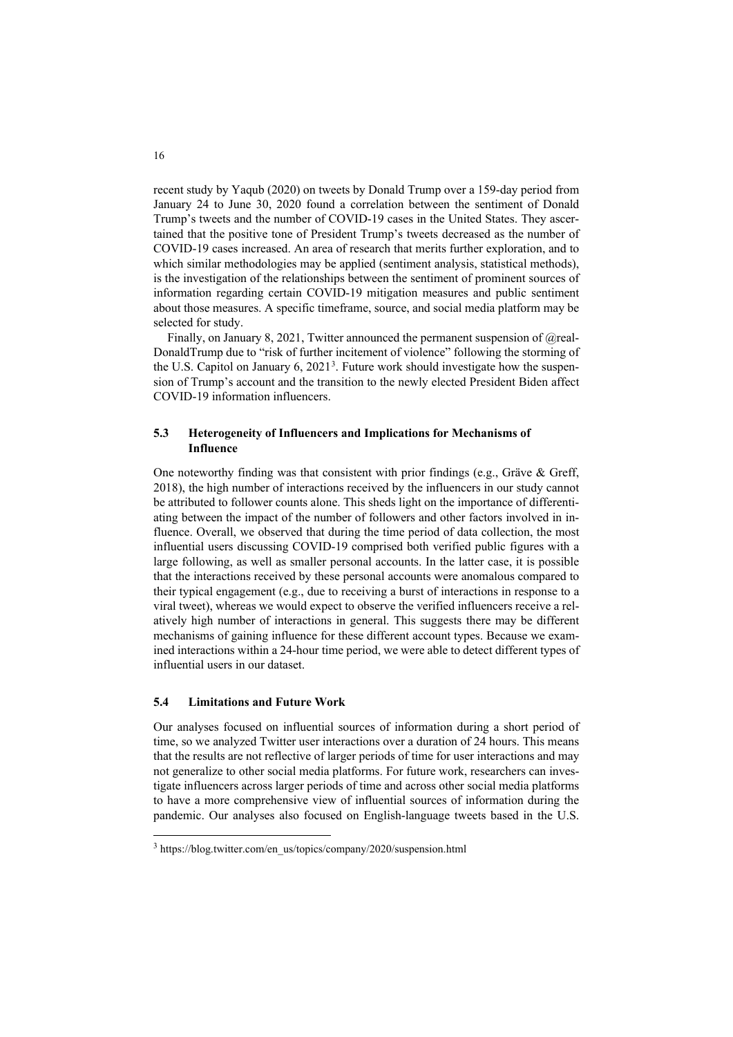recent study by Yaqub (2020) on tweets by Donald Trump over a 159-day period from January 24 to June 30, 2020 found a correlation between the sentiment of Donald Trump's tweets and the number of COVID-19 cases in the United States. They ascertained that the positive tone of President Trump's tweets decreased as the number of COVID-19 cases increased. An area of research that merits further exploration, and to which similar methodologies may be applied (sentiment analysis, statistical methods), is the investigation of the relationships between the sentiment of prominent sources of information regarding certain COVID-19 mitigation measures and public sentiment about those measures. A specific timeframe, source, and social media platform may be selected for study.

Finally, on January 8, 2021, Twitter announced the permanent suspension of @realDonaldTrump due to "risk of further incitement of violence" following the storming of the U.S. Capitol on January 6, 2021[3]. Future work should investigate how the suspension of Trump's account and the transition to the newly elected President Biden affect COVID-19 information influencers.

### 5.3 Heterogeneity of Influencers and Implications for Mechanisms of Influence

One noteworthy finding was that consistent with prior findings (e.g., Gräve & Greff, 2018), the high number of interactions received by the influencers in our study cannot be attributed to follower counts alone. This sheds light on the importance of differentiating between the impact of the number of followers and other factors involved in influence. Overall, we observed that during the time period of data collection, the most influential users discussing COVID-19 comprised both verified public figures with a large following, as well as smaller personal accounts. In the latter case, it is possible that the interactions received by these personal accounts were anomalous compared to their typical engagement (e.g., due to receiving a burst of interactions in response to a viral tweet), whereas we would expect to observe the verified influencers receive a relatively high number of interactions in general. This suggests there may be different mechanisms of gaining influence for these different account types. Because we examined interactions within a 24-hour time period, we were able to detect different types of influential users in our dataset.

### 5.4 Limitations and Future Work

Our analyses focused on influential sources of information during a short period of time, so we analyzed Twitter user interactions over a duration of 24 hours. This means that the results are not reflective of larger periods of time for user interactions and may not generalize to other social media platforms. For future work, researchers can investigate influencers across larger periods of time and across other social media platforms to have a more comprehensive view of influential sources of information during the pandemic. Our analyses also focused on English-language tweets based in the U.S.

[3] https://blog.twitter.com/en_us/topics/company/2020/suspension.html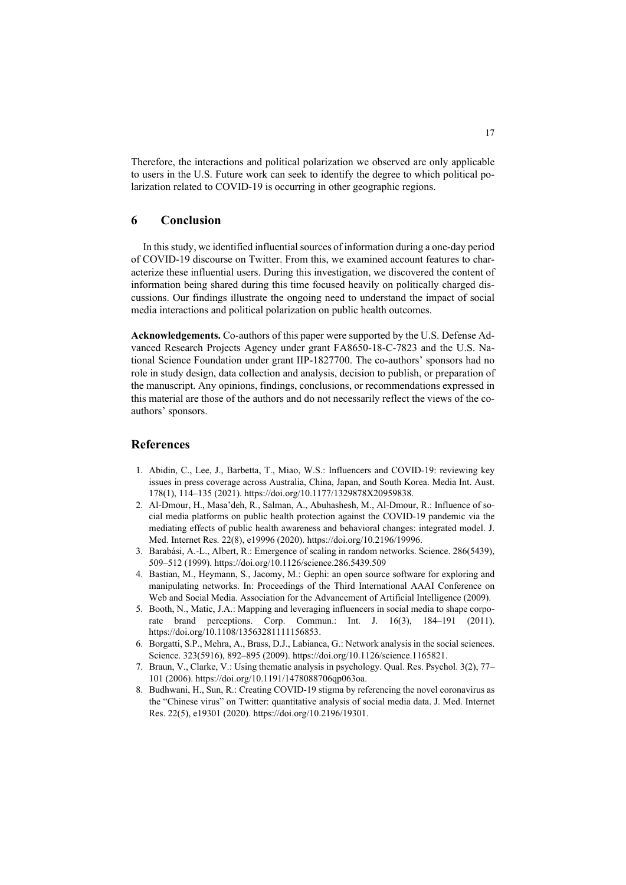Therefore, the interactions and political polarization we observed are only applicable to users in the U.S. Future work can seek to identify the degree to which political polarization related to COVID-19 is occurring in other geographic regions.

## 6 Conclusion

In this study, we identified influential sources of information during a one-day period of COVID-19 discourse on Twitter. From this, we examined account features to characterize these influential users. During this investigation, we discovered the content of information being shared during this time focused heavily on politically charged discussions. Our findings illustrate the ongoing need to understand the impact of social media interactions and political polarization on public health outcomes.

**Acknowledgements.** Co-authors of this paper were supported by the U.S. Defense Advanced Research Projects Agency under grant FA8650-18-C-7823 and the U.S. National Science Foundation under grant IIP-1827700. The co-authors' sponsors had no role in study design, data collection and analysis, decision to publish, or preparation of the manuscript. Any opinions, findings, conclusions, or recommendations expressed in this material are those of the authors and do not necessarily reflect the views of the co-authors' sponsors.

## References

1. Abidin, C., Lee, J., Barbetta, T., Miao, W.S.: Influencers and COVID-19: reviewing key issues in press coverage across Australia, China, Japan, and South Korea. Media Int. Aust. 178(1), 114–135 (2021). https://doi.org/10.1177/1329878X20959838.
2. Al-Dmour, H., Masa'deh, R., Salman, A., Abuhashesh, M., Al-Dmour, R.: Influence of social media platforms on public health protection against the COVID-19 pandemic via the mediating effects of public health awareness and behavioral changes: integrated model. J. Med. Internet Res. 22(8), e19996 (2020). https://doi.org/10.2196/19996.
3. Barabási, A.-L., Albert, R.: Emergence of scaling in random networks. Science. 286(5439), 509–512 (1999). https://doi.org/10.1126/science.286.5439.509
4. Bastian, M., Heymann, S., Jacomy, M.: Gephi: an open source software for exploring and manipulating networks. In: Proceedings of the Third International AAAI Conference on Web and Social Media. Association for the Advancement of Artificial Intelligence (2009).
5. Booth, N., Matic, J.A.: Mapping and leveraging influencers in social media to shape corporate brand perceptions. Corp. Commun.: Int. J. 16(3), 184–191 (2011). https://doi.org/10.1108/13563281111156853.
6. Borgatti, S.P., Mehra, A., Brass, D.J., Labianca, G.: Network analysis in the social sciences. Science. 323(5916), 892–895 (2009). https://doi.org/10.1126/science.1165821.
7. Braun, V., Clarke, V.: Using thematic analysis in psychology. Qual. Res. Psychol. 3(2), 77–101 (2006). https://doi.org/10.1191/1478088706qp063oa.
8. Budhwani, H., Sun, R.: Creating COVID-19 stigma by referencing the novel coronavirus as the "Chinese virus" on Twitter: quantitative analysis of social media data. J. Med. Internet Res. 22(5), e19301 (2020). https://doi.org/10.2196/19301.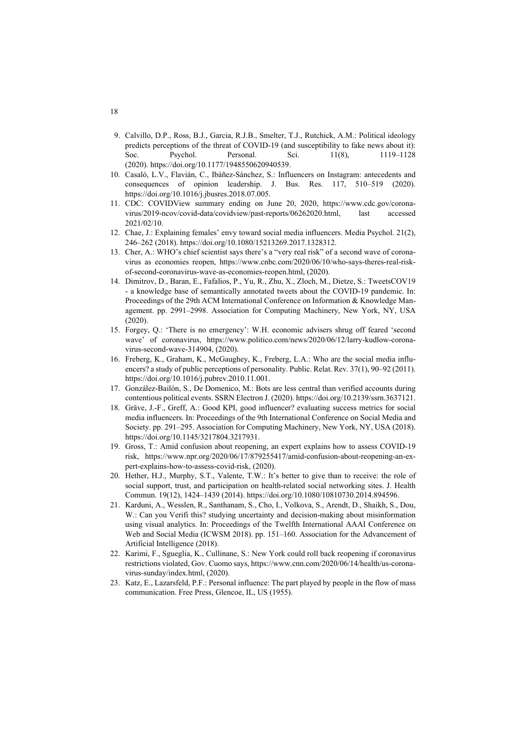9. Calvillo, D.P., Ross, B.J., Garcia, R.J.B., Smelter, T.J., Rutchick, A.M.: Political ideology predicts perceptions of the threat of COVID-19 (and susceptibility to fake news about it): Soc. Psychol. Personal. Sci. 11(8), 1119–1128 (2020). https://doi.org/10.1177/1948550620940539.
10. Casaló, L.V., Flavián, C., Ibáñez-Sánchez, S.: Influencers on Instagram: antecedents and consequences of opinion leadership. J. Bus. Res. 117, 510–519 (2020). https://doi.org/10.1016/j.jbusres.2018.07.005.
11. CDC: COVIDView summary ending on June 20, 2020, https://www.cdc.gov/coronavirus/2019-ncov/covid-data/covidview/past-reports/06262020.html, last accessed 2021/02/10.
12. Chae, J.: Explaining females' envy toward social media influencers. Media Psychol. 21(2), 246–262 (2018). https://doi.org/10.1080/15213269.2017.1328312.
13. Cher, A.: WHO's chief scientist says there's a "very real risk" of a second wave of coronavirus as economies reopen, https://www.cnbc.com/2020/06/10/who-says-theres-real-risk-of-second-coronavirus-wave-as-economies-reopen.html, (2020).
14. Dimitrov, D., Baran, E., Fafalios, P., Yu, R., Zhu, X., Zloch, M., Dietze, S.: TweetsCOV19 - a knowledge base of semantically annotated tweets about the COVID-19 pandemic. In: Proceedings of the 29th ACM International Conference on Information & Knowledge Management. pp. 2991–2998. Association for Computing Machinery, New York, NY, USA (2020).
15. Forgey, Q.: 'There is no emergency': W.H. economic advisers shrug off feared 'second wave' of coronavirus, https://www.politico.com/news/2020/06/12/larry-kudlow-coronavirus-second-wave-314904, (2020).
16. Freberg, K., Graham, K., McGaughey, K., Freberg, L.A.: Who are the social media influencers? a study of public perceptions of personality. Public. Relat. Rev. 37(1), 90–92 (2011). https://doi.org/10.1016/j.pubrev.2010.11.001.
17. González-Bailón, S., De Domenico, M.: Bots are less central than verified accounts during contentious political events. SSRN Electron J. (2020). https://doi.org/10.2139/ssrn.3637121.
18. Gräve, J.-F., Greff, A.: Good KPI, good influencer? evaluating success metrics for social media influencers. In: Proceedings of the 9th International Conference on Social Media and Society. pp. 291–295. Association for Computing Machinery, New York, NY, USA (2018). https://doi.org/10.1145/3217804.3217931.
19. Gross, T.: Amid confusion about reopening, an expert explains how to assess COVID-19 risk, https://www.npr.org/2020/06/17/879255417/amid-confusion-about-reopening-an-expert-explains-how-to-assess-covid-risk, (2020).
20. Hether, H.J., Murphy, S.T., Valente, T.W.: It's better to give than to receive: the role of social support, trust, and participation on health-related social networking sites. J. Health Commun. 19(12), 1424–1439 (2014). https://doi.org/10.1080/10810730.2014.894596.
21. Karduni, A., Wesslen, R., Santhanam, S., Cho, I., Volkova, S., Arendt, D., Shaikh, S., Dou, W.: Can you Verifi this? studying uncertainty and decision-making about misinformation using visual analytics. In: Proceedings of the Twelfth International AAAI Conference on Web and Social Media (ICWSM 2018). pp. 151–160. Association for the Advancement of Artificial Intelligence (2018).
22. Karimi, F., Sgueglia, K., Cullinane, S.: New York could roll back reopening if coronavirus restrictions violated, Gov. Cuomo says, https://www.cnn.com/2020/06/14/health/us-coronavirus-sunday/index.html, (2020).
23. Katz, E., Lazarsfeld, P.F.: Personal influence: The part played by people in the flow of mass communication. Free Press, Glencoe, IL, US (1955).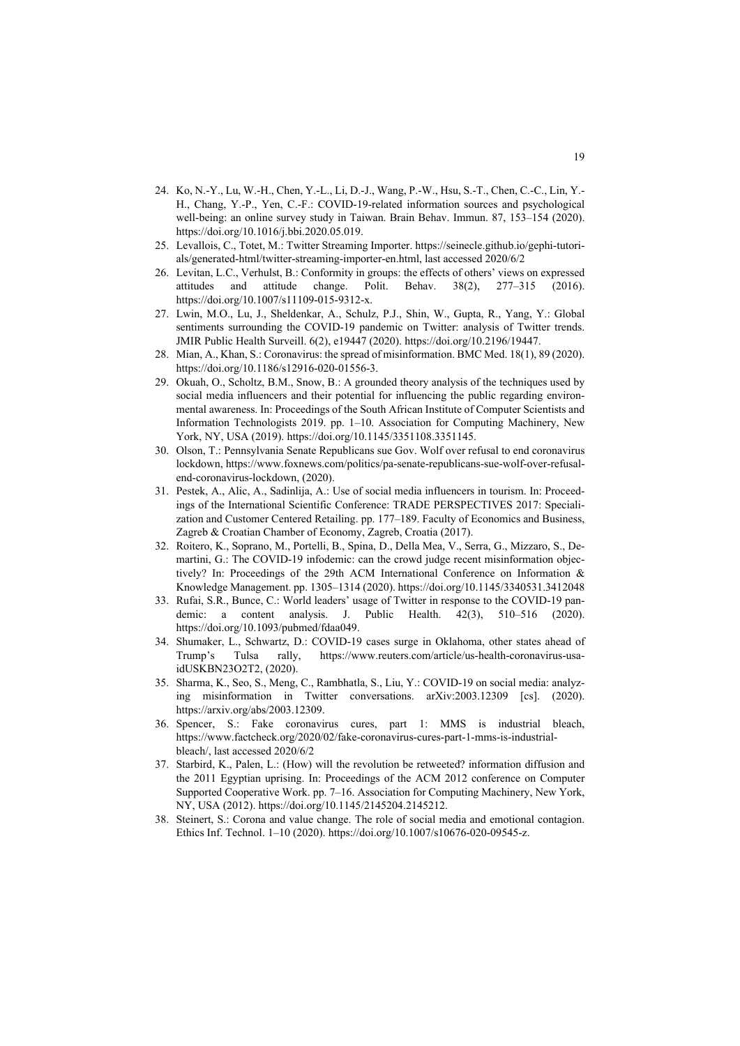24. Ko, N.-Y., Lu, W.-H., Chen, Y.-L., Li, D.-J., Wang, P.-W., Hsu, S.-T., Chen, C.-C., Lin, Y.-H., Chang, Y.-P., Yen, C.-F.: COVID-19-related information sources and psychological well-being: an online survey study in Taiwan. Brain Behav. Immun. 87, 153–154 (2020). https://doi.org/10.1016/j.bbi.2020.05.019.
25. Levallois, C., Totet, M.: Twitter Streaming Importer. https://seinecle.github.io/gephi-tutorials/generated-html/twitter-streaming-importer-en.html, last accessed 2020/6/2
26. Levitan, L.C., Verhulst, B.: Conformity in groups: the effects of others' views on expressed attitudes and attitude change. Polit. Behav. 38(2), 277–315 (2016). https://doi.org/10.1007/s11109-015-9312-x.
27. Lwin, M.O., Lu, J., Sheldenkar, A., Schulz, P.J., Shin, W., Gupta, R., Yang, Y.: Global sentiments surrounding the COVID-19 pandemic on Twitter: analysis of Twitter trends. JMIR Public Health Surveill. 6(2), e19447 (2020). https://doi.org/10.2196/19447.
28. Mian, A., Khan, S.: Coronavirus: the spread of misinformation. BMC Med. 18(1), 89 (2020). https://doi.org/10.1186/s12916-020-01556-3.
29. Okuah, O., Scholtz, B.M., Snow, B.: A grounded theory analysis of the techniques used by social media influencers and their potential for influencing the public regarding environmental awareness. In: Proceedings of the South African Institute of Computer Scientists and Information Technologists 2019. pp. 1–10. Association for Computing Machinery, New York, NY, USA (2019). https://doi.org/10.1145/3351108.3351145.
30. Olson, T.: Pennsylvania Senate Republicans sue Gov. Wolf over refusal to end coronavirus lockdown, https://www.foxnews.com/politics/pa-senate-republicans-sue-wolf-over-refusal-end-coronavirus-lockdown, (2020).
31. Pestek, A., Alic, A., Sadinlija, A.: Use of social media influencers in tourism. In: Proceedings of the International Scientific Conference: TRADE PERSPECTIVES 2017: Specialization and Customer Centered Retailing. pp. 177–189. Faculty of Economics and Business, Zagreb & Croatian Chamber of Economy, Zagreb, Croatia (2017).
32. Roitero, K., Soprano, M., Portelli, B., Spina, D., Della Mea, V., Serra, G., Mizzaro, S., Demartini, G.: The COVID-19 infodemic: can the crowd judge recent misinformation objectively? In: Proceedings of the 29th ACM International Conference on Information & Knowledge Management. pp. 1305–1314 (2020). https://doi.org/10.1145/3340531.3412048
33. Rufai, S.R., Bunce, C.: World leaders' usage of Twitter in response to the COVID-19 pandemic: a content analysis. J. Public Health. 42(3), 510–516 (2020). https://doi.org/10.1093/pubmed/fdaa049.
34. Shumaker, L., Schwartz, D.: COVID-19 cases surge in Oklahoma, other states ahead of Trump's Tulsa rally, https://www.reuters.com/article/us-health-coronavirus-usa-idUSKBN23O2T2, (2020).
35. Sharma, K., Seo, S., Meng, C., Rambhatla, S., Liu, Y.: COVID-19 on social media: analyzing misinformation in Twitter conversations. arXiv:2003.12309 [cs]. (2020). https://arxiv.org/abs/2003.12309.
36. Spencer, S.: Fake coronavirus cures, part 1: MMS is industrial bleach, https://www.factcheck.org/2020/02/fake-coronavirus-cures-part-1-mms-is-industrial-bleach/, last accessed 2020/6/2
37. Starbird, K., Palen, L.: (How) will the revolution be retweeted? information diffusion and the 2011 Egyptian uprising. In: Proceedings of the ACM 2012 conference on Computer Supported Cooperative Work. pp. 7–16. Association for Computing Machinery, New York, NY, USA (2012). https://doi.org/10.1145/2145204.2145212.
38. Steinert, S.: Corona and value change. The role of social media and emotional contagion. Ethics Inf. Technol. 1–10 (2020). https://doi.org/10.1007/s10676-020-09545-z.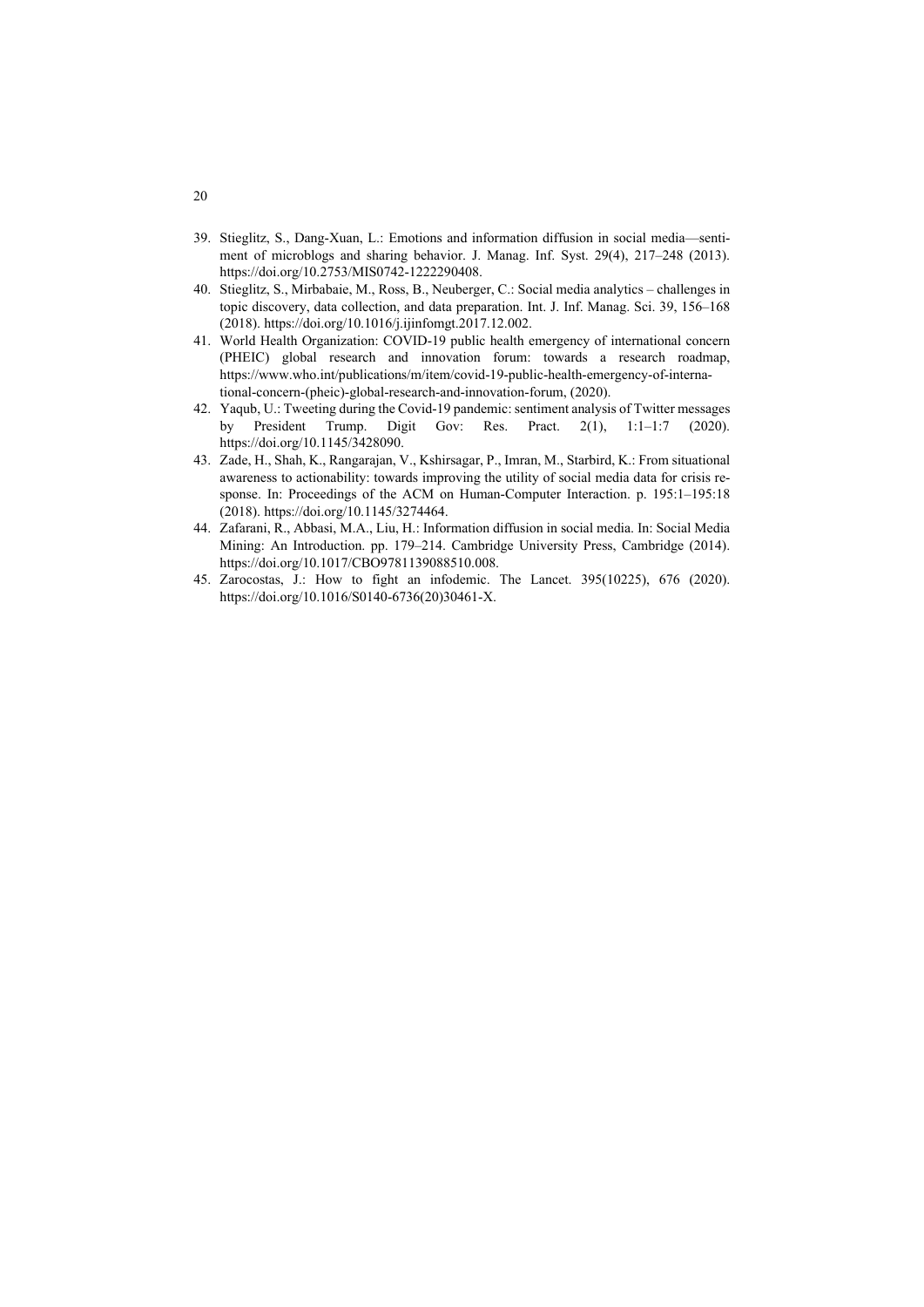39. Stieglitz, S., Dang-Xuan, L.: Emotions and information diffusion in social media—sentiment of microblogs and sharing behavior. J. Manag. Inf. Syst. 29(4), 217–248 (2013). https://doi.org/10.2753/MIS0742-1222290408.
40. Stieglitz, S., Mirbabaie, M., Ross, B., Neuberger, C.: Social media analytics – challenges in topic discovery, data collection, and data preparation. Int. J. Inf. Manag. Sci. 39, 156–168 (2018). https://doi.org/10.1016/j.ijinfomgt.2017.12.002.
41. World Health Organization: COVID-19 public health emergency of international concern (PHEIC) global research and innovation forum: towards a research roadmap, https://www.who.int/publications/m/item/covid-19-public-health-emergency-of-international-concern-(pheic)-global-research-and-innovation-forum, (2020).
42. Yaqub, U.: Tweeting during the Covid-19 pandemic: sentiment analysis of Twitter messages by President Trump. Digit Gov: Res. Pract. 2(1), 1:1–1:7 (2020). https://doi.org/10.1145/3428090.
43. Zade, H., Shah, K., Rangarajan, V., Kshirsagar, P., Imran, M., Starbird, K.: From situational awareness to actionability: towards improving the utility of social media data for crisis response. In: Proceedings of the ACM on Human-Computer Interaction. p. 195:1–195:18 (2018). https://doi.org/10.1145/3274464.
44. Zafarani, R., Abbasi, M.A., Liu, H.: Information diffusion in social media. In: Social Media Mining: An Introduction. pp. 179–214. Cambridge University Press, Cambridge (2014). https://doi.org/10.1017/CBO9781139088510.008.
45. Zarocostas, J.: How to fight an infodemic. The Lancet. 395(10225), 676 (2020). https://doi.org/10.1016/S0140-6736(20)30461-X.